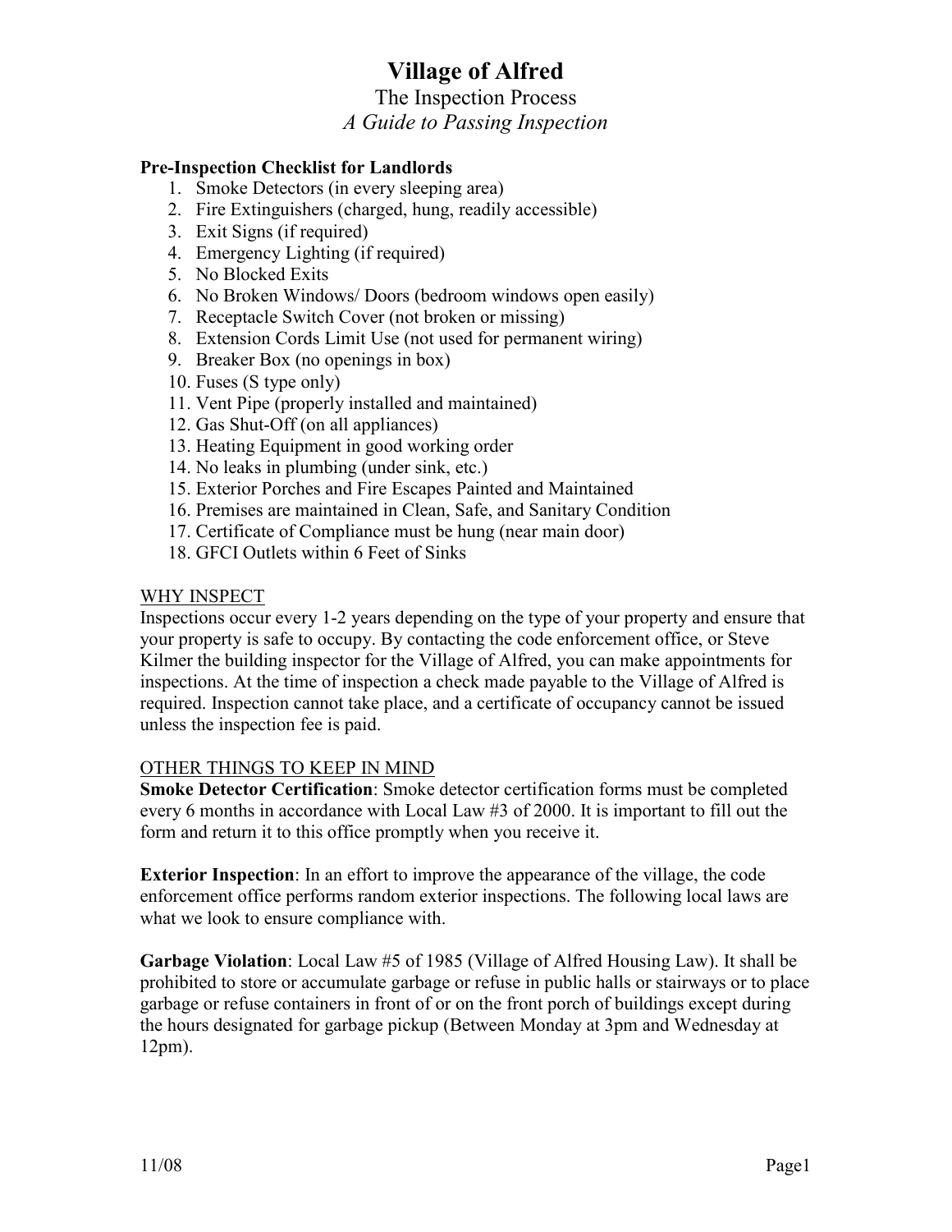# Village of Alfred

## The Inspection Process

### *A Guide to Passing Inspection*

**Pre-Inspection Checklist for Landlords**

1. Smoke Detectors (in every sleeping area)
2. Fire Extinguishers (charged, hung, readily accessible)
3. Exit Signs (if required)
4. Emergency Lighting (if required)
5. No Blocked Exits
6. No Broken Windows/ Doors (bedroom windows open easily)
7. Receptacle Switch Cover (not broken or missing)
8. Extension Cords Limit Use (not used for permanent wiring)
9. Breaker Box (no openings in box)
10. Fuses (S type only)
11. Vent Pipe (properly installed and maintained)
12. Gas Shut-Off (on all appliances)
13. Heating Equipment in good working order
14. No leaks in plumbing (under sink, etc.)
15. Exterior Porches and Fire Escapes Painted and Maintained
16. Premises are maintained in Clean, Safe, and Sanitary Condition
17. Certificate of Compliance must be hung (near main door)
18. GFCI Outlets within 6 Feet of Sinks

<u>WHY INSPECT</u>

Inspections occur every 1-2 years depending on the type of your property and ensure that your property is safe to occupy. By contacting the code enforcement office, or Steve Kilmer the building inspector for the Village of Alfred, you can make appointments for inspections. At the time of inspection a check made payable to the Village of Alfred is required. Inspection cannot take place, and a certificate of occupancy cannot be issued unless the inspection fee is paid.

<u>OTHER THINGS TO KEEP IN MIND</u>

**Smoke Detector Certification**: Smoke detector certification forms must be completed every 6 months in accordance with Local Law #3 of 2000. It is important to fill out the form and return it to this office promptly when you receive it.

**Exterior Inspection**: In an effort to improve the appearance of the village, the code enforcement office performs random exterior inspections. The following local laws are what we look to ensure compliance with.

**Garbage Violation**: Local Law #5 of 1985 (Village of Alfred Housing Law). It shall be prohibited to store or accumulate garbage or refuse in public halls or stairways or to place garbage or refuse containers in front of or on the front porch of buildings except during the hours designated for garbage pickup (Between Monday at 3pm and Wednesday at 12pm).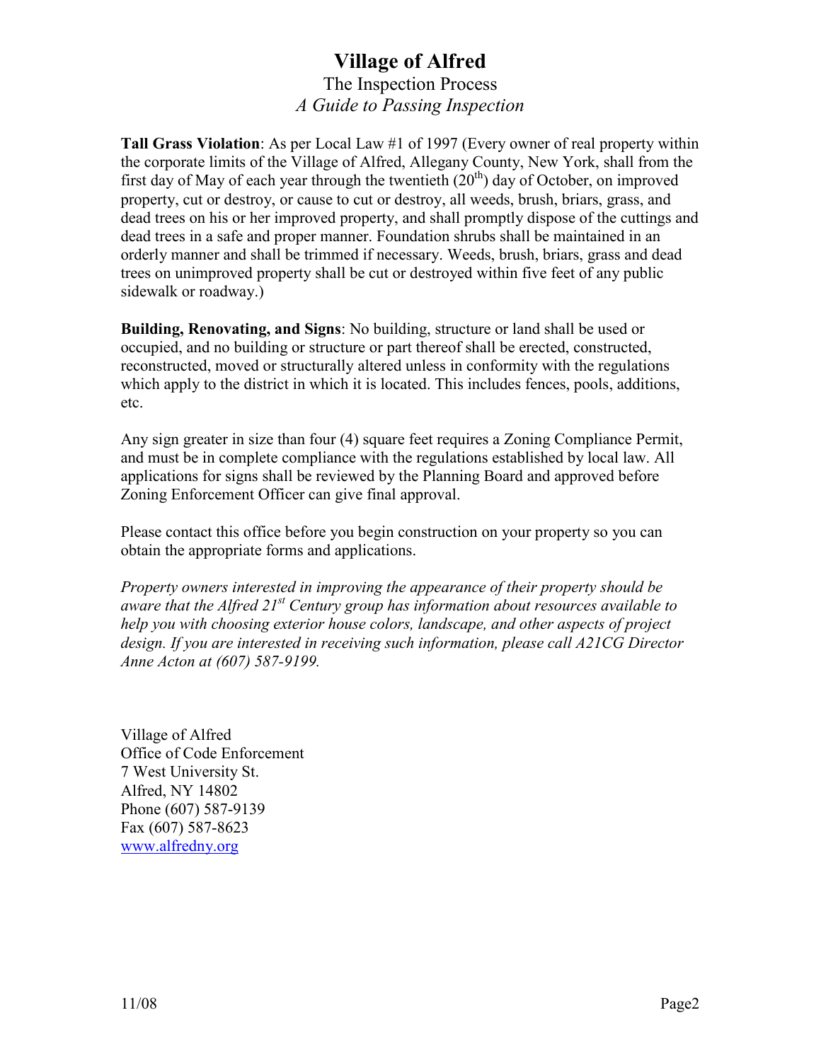# Village of Alfred

The Inspection Process

*A Guide to Passing Inspection*

**Tall Grass Violation**: As per Local Law #1 of 1997 (Every owner of real property within the corporate limits of the Village of Alfred, Allegany County, New York, shall from the first day of May of each year through the twentieth (20th) day of October, on improved property, cut or destroy, or cause to cut or destroy, all weeds, brush, briars, grass, and dead trees on his or her improved property, and shall promptly dispose of the cuttings and dead trees in a safe and proper manner. Foundation shrubs shall be maintained in an orderly manner and shall be trimmed if necessary. Weeds, brush, briars, grass and dead trees on unimproved property shall be cut or destroyed within five feet of any public sidewalk or roadway.)

**Building, Renovating, and Signs**: No building, structure or land shall be used or occupied, and no building or structure or part thereof shall be erected, constructed, reconstructed, moved or structurally altered unless in conformity with the regulations which apply to the district in which it is located. This includes fences, pools, additions, etc.

Any sign greater in size than four (4) square feet requires a Zoning Compliance Permit, and must be in complete compliance with the regulations established by local law. All applications for signs shall be reviewed by the Planning Board and approved before Zoning Enforcement Officer can give final approval.

Please contact this office before you begin construction on your property so you can obtain the appropriate forms and applications.

*Property owners interested in improving the appearance of their property should be aware that the Alfred 21st Century group has information about resources available to help you with choosing exterior house colors, landscape, and other aspects of project design. If you are interested in receiving such information, please call A21CG Director Anne Acton at (607) 587-9199.*

Village of Alfred
Office of Code Enforcement
7 West University St.
Alfred, NY 14802
Phone (607) 587-9139
Fax (607) 587-8623
www.alfredny.org

11/08